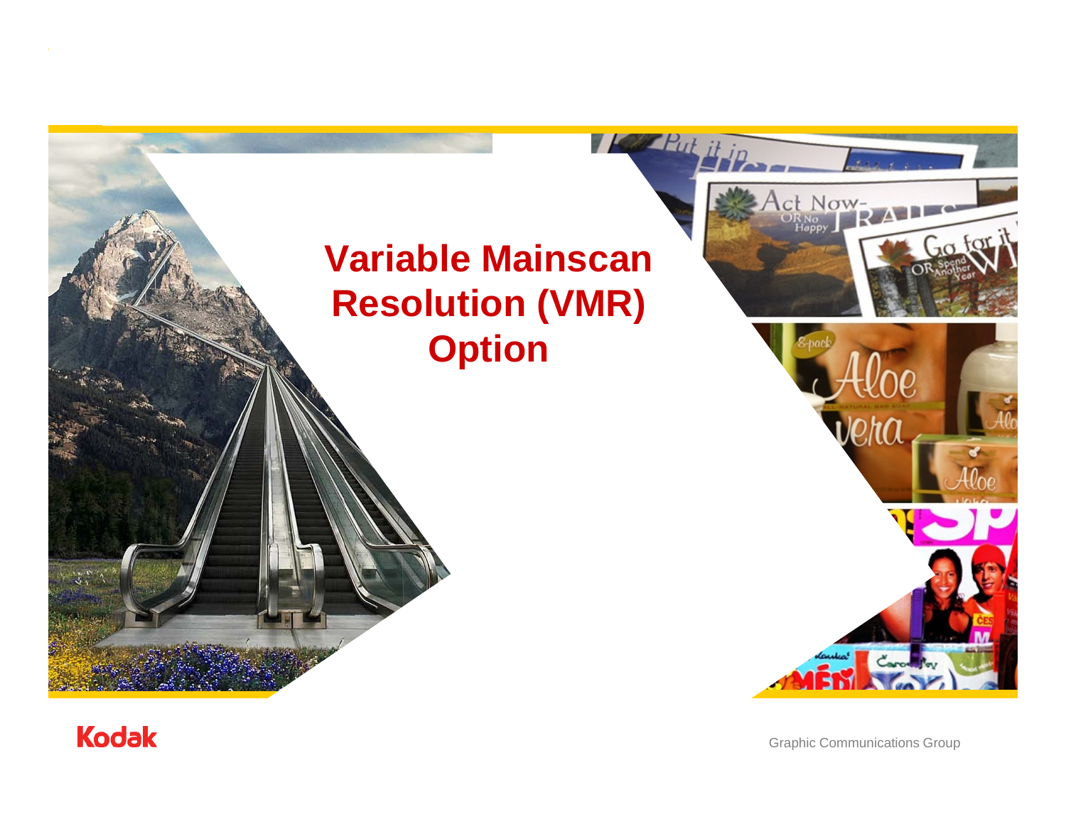# Variable Mainscan Resolution (VMR) Option

Kodak

Graphic Communications Group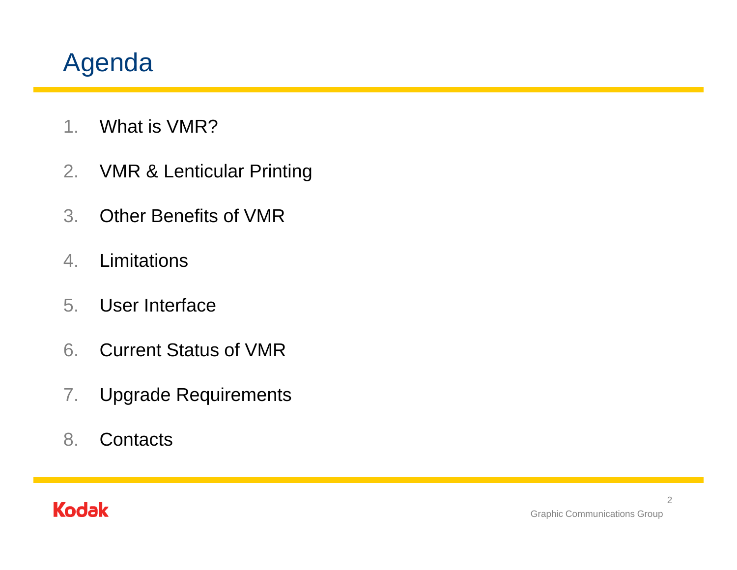# Agenda

1. What is VMR?
2. VMR & Lenticular Printing
3. Other Benefits of VMR
4. Limitations
5. User Interface
6. Current Status of VMR
7. Upgrade Requirements
8. Contacts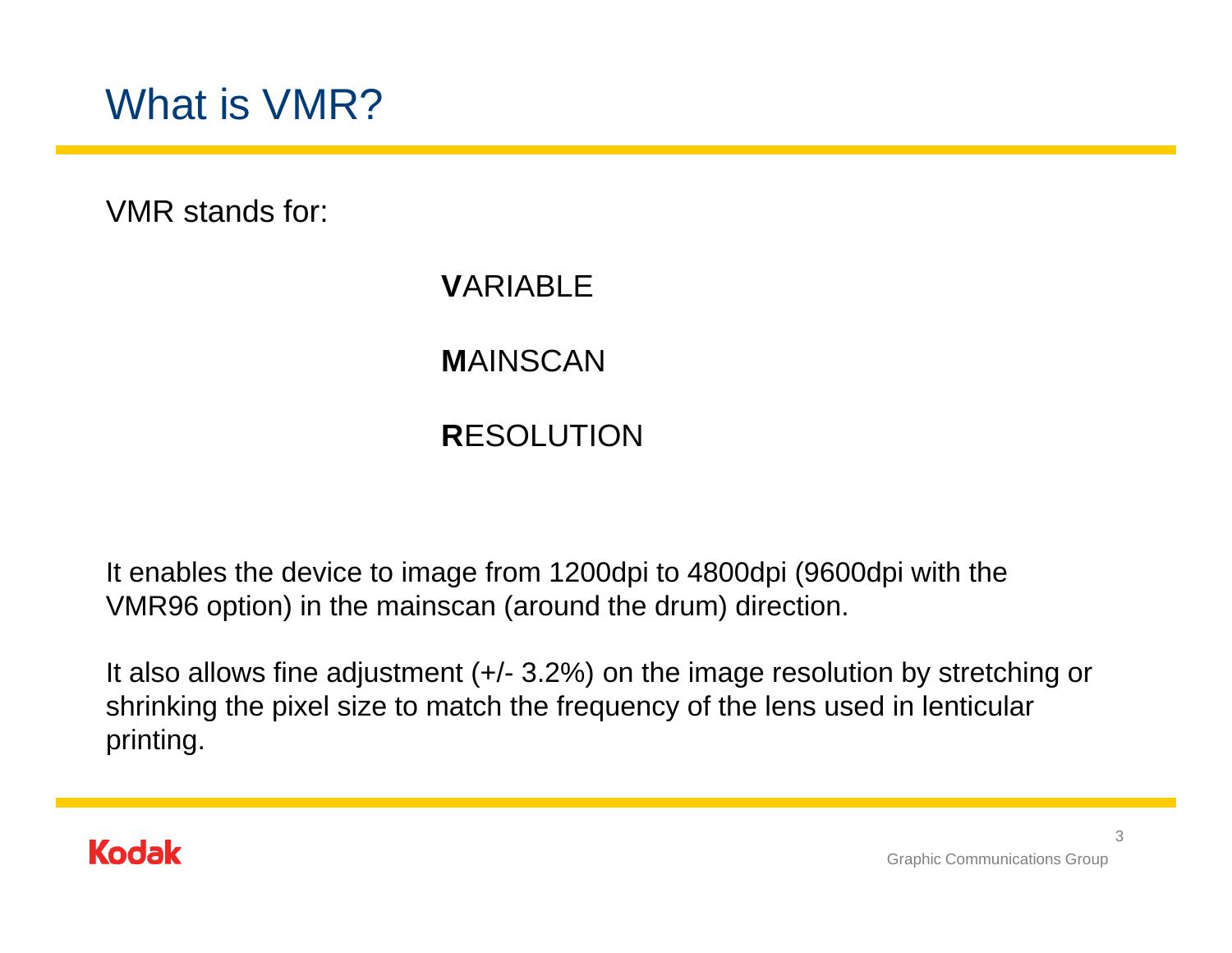# What is VMR?

VMR stands for:

**V**ARIABLE

**M**AINSCAN

**R**ESOLUTION

It enables the device to image from 1200dpi to 4800dpi (9600dpi with the VMR96 option) in the mainscan (around the drum) direction.

It also allows fine adjustment (+/- 3.2%) on the image resolution by stretching or shrinking the pixel size to match the frequency of the lens used in lenticular printing.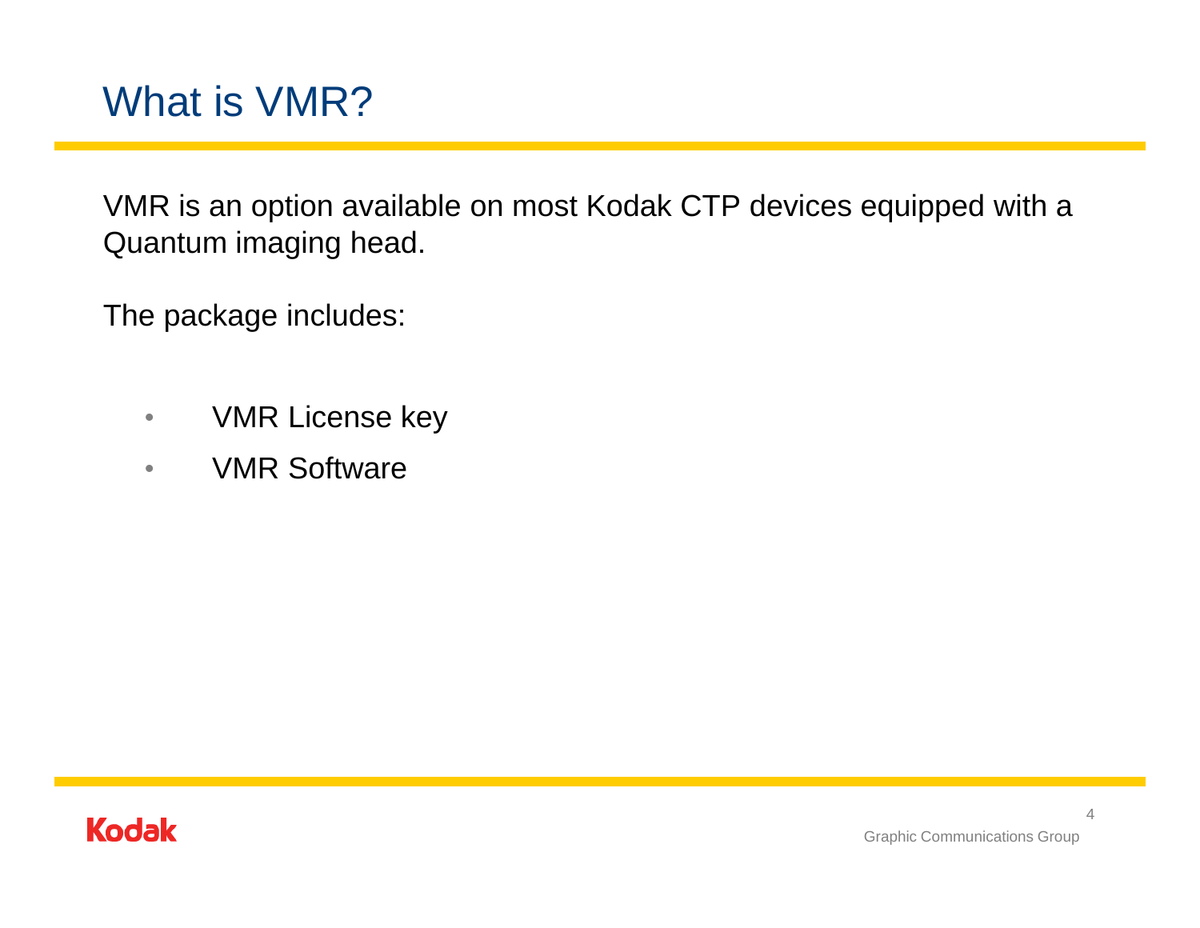# What is VMR?

VMR is an option available on most Kodak CTP devices equipped with a Quantum imaging head.

The package includes:

- VMR License key
- VMR Software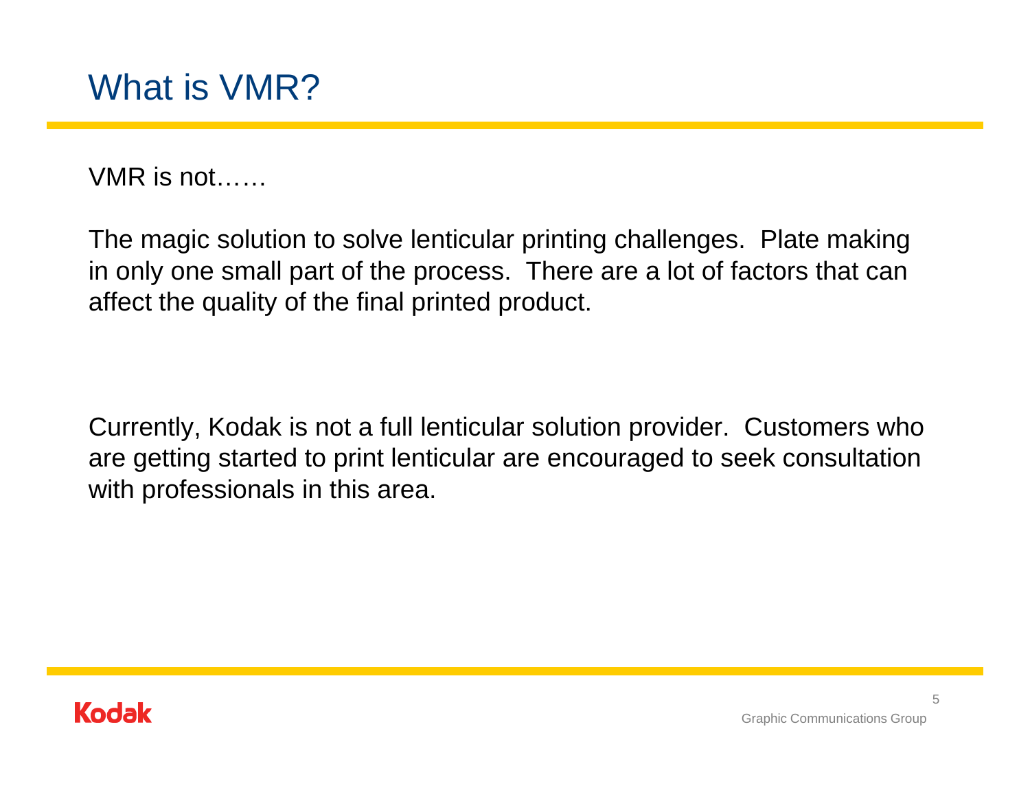# What is VMR?

VMR is not……

The magic solution to solve lenticular printing challenges. Plate making in only one small part of the process. There are a lot of factors that can affect the quality of the final printed product.

Currently, Kodak is not a full lenticular solution provider. Customers who are getting started to print lenticular are encouraged to seek consultation with professionals in this area.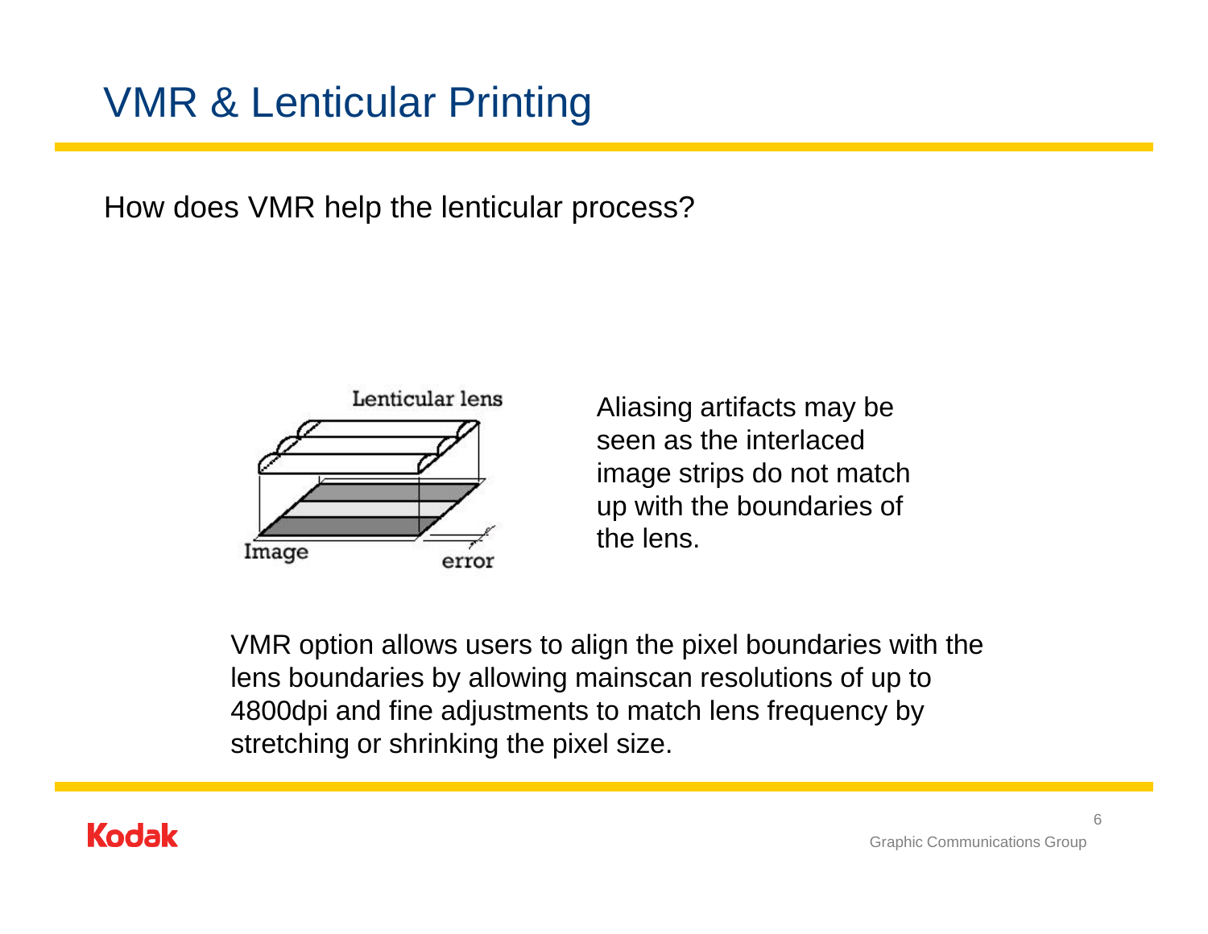# VMR & Lenticular Printing

How does VMR help the lenticular process?

Lenticular lens

Image

error

Aliasing artifacts may be seen as the interlaced image strips do not match up with the boundaries of the lens.

VMR option allows users to align the pixel boundaries with the lens boundaries by allowing mainscan resolutions of up to 4800dpi and fine adjustments to match lens frequency by stretching or shrinking the pixel size.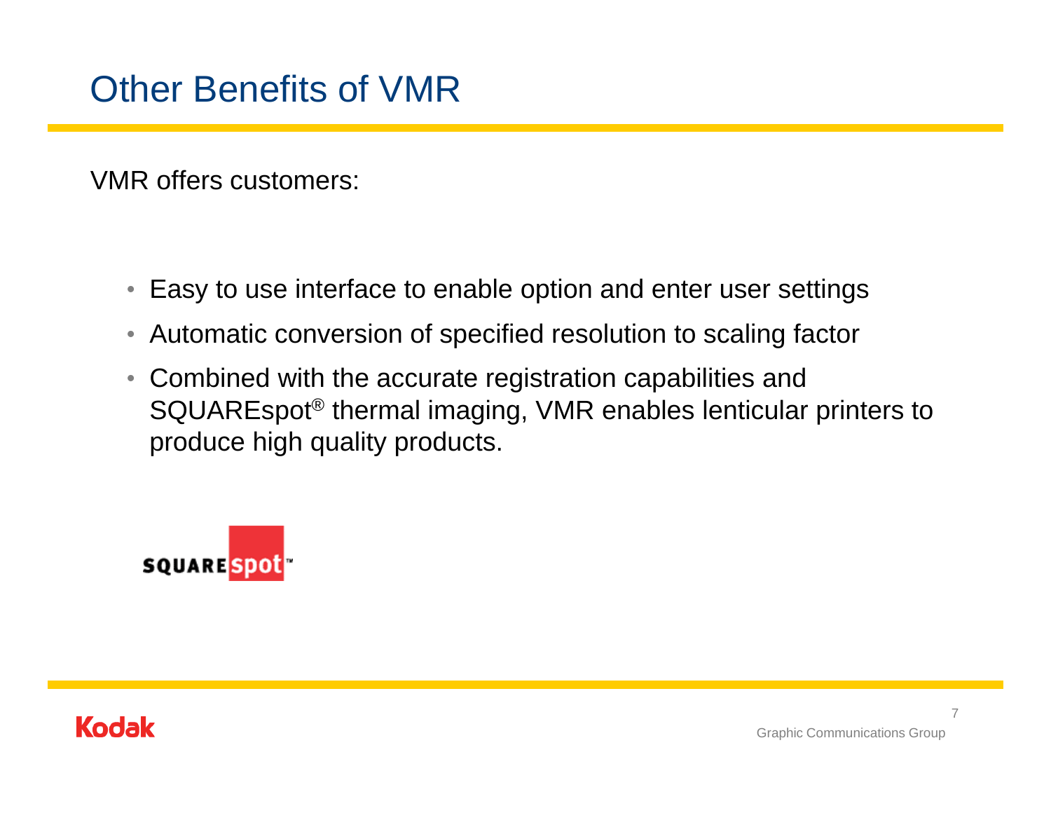# Other Benefits of VMR

VMR offers customers:

- Easy to use interface to enable option and enter user settings
- Automatic conversion of specified resolution to scaling factor
- Combined with the accurate registration capabilities and SQUAREspot® thermal imaging, VMR enables lenticular printers to produce high quality products.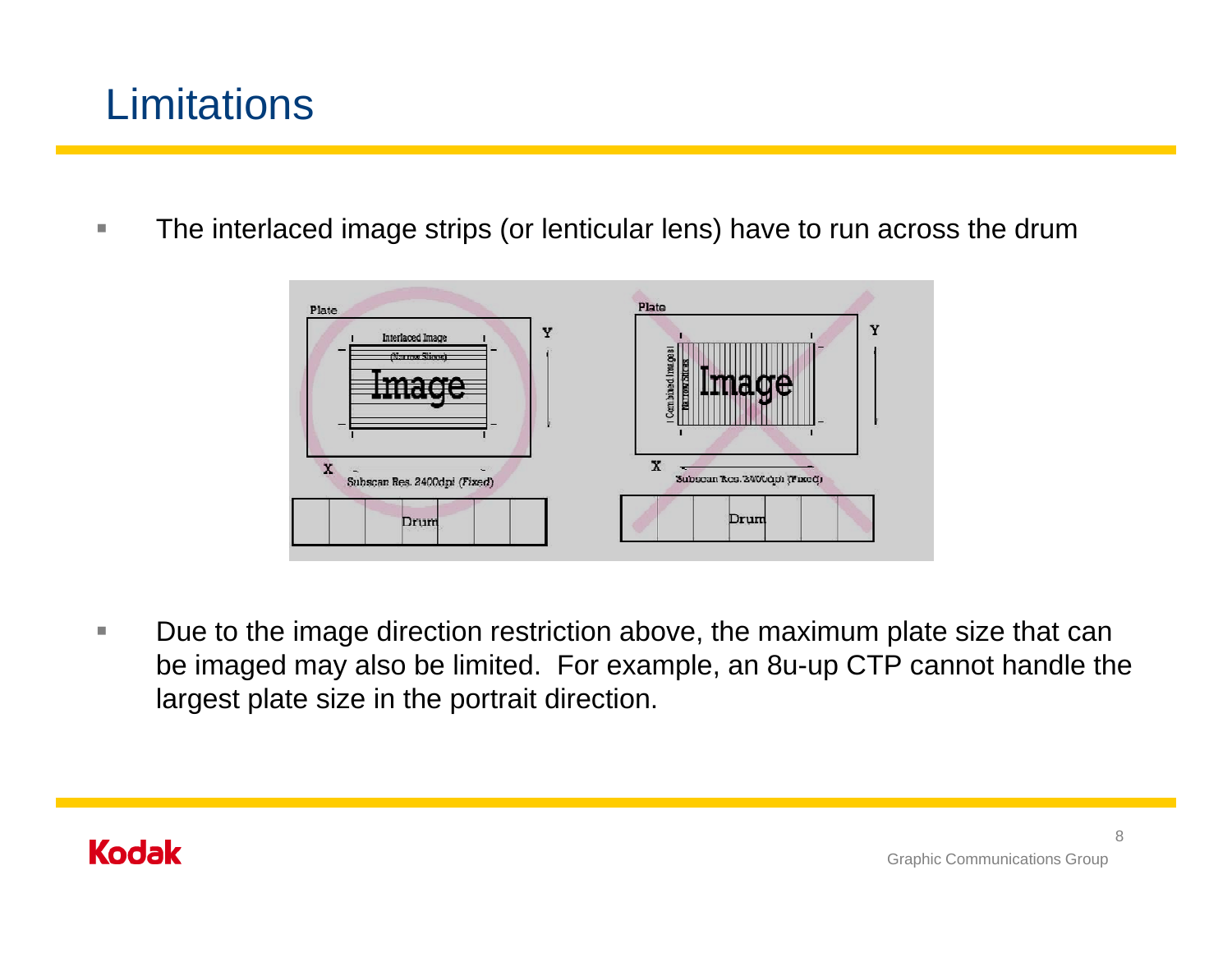# Limitations

- The interlaced image strips (or lenticular lens) have to run across the drum

- Due to the image direction restriction above, the maximum plate size that can be imaged may also be limited.  For example, an 8u-up CTP cannot handle the largest plate size in the portrait direction.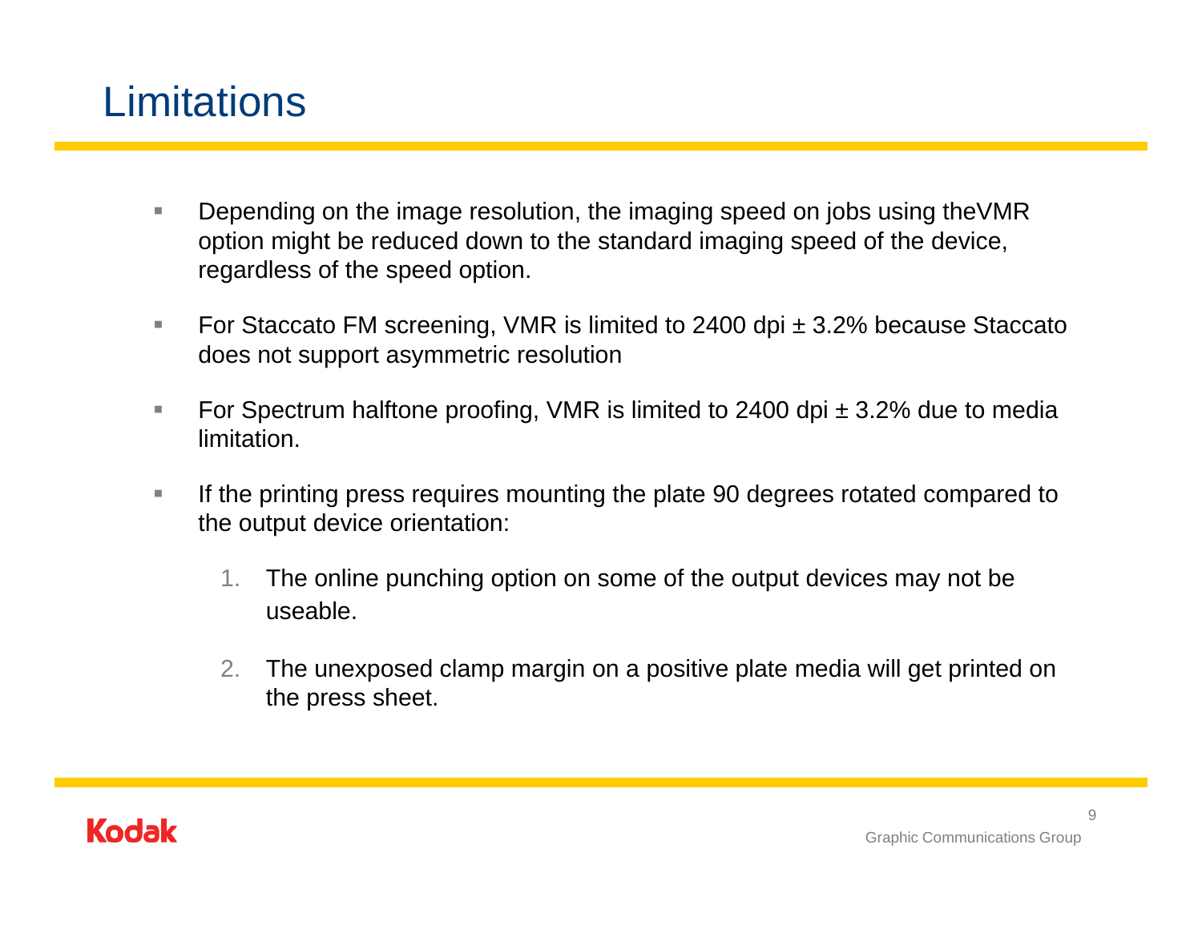# Limitations

- Depending on the image resolution, the imaging speed on jobs using theVMR option might be reduced down to the standard imaging speed of the device, regardless of the speed option.
- For Staccato FM screening, VMR is limited to 2400 dpi ± 3.2% because Staccato does not support asymmetric resolution
- For Spectrum halftone proofing, VMR is limited to 2400 dpi ± 3.2% due to media limitation.
- If the printing press requires mounting the plate 90 degrees rotated compared to the output device orientation:
  1. The online punching option on some of the output devices may not be useable.
  2. The unexposed clamp margin on a positive plate media will get printed on the press sheet.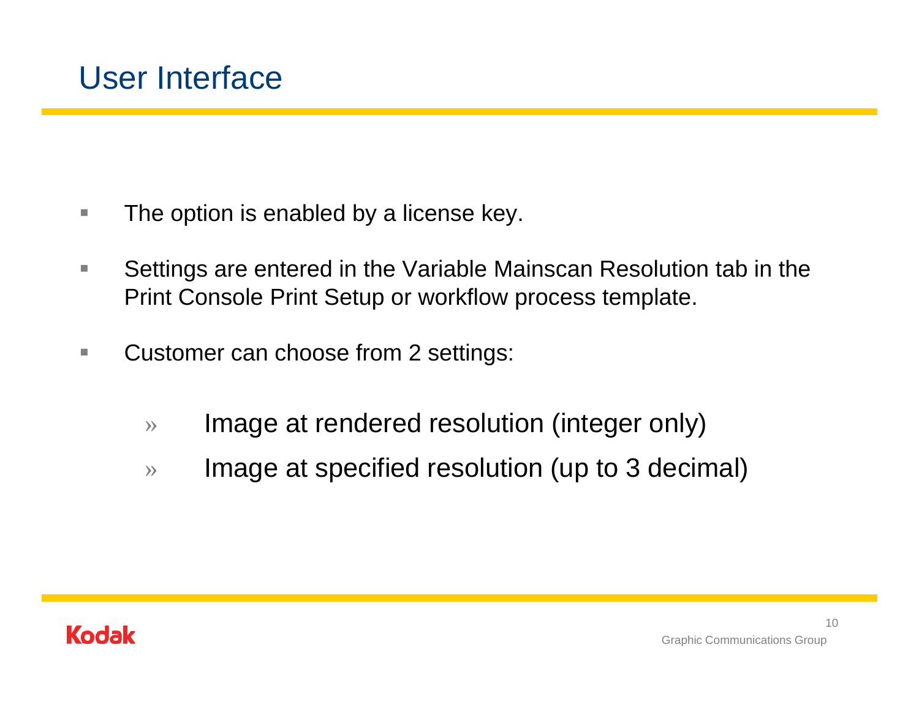# User Interface

- The option is enabled by a license key.
- Settings are entered in the Variable Mainscan Resolution tab in the Print Console Print Setup or workflow process template.
- Customer can choose from 2 settings:
  - Image at rendered resolution (integer only)
  - Image at specified resolution (up to 3 decimal)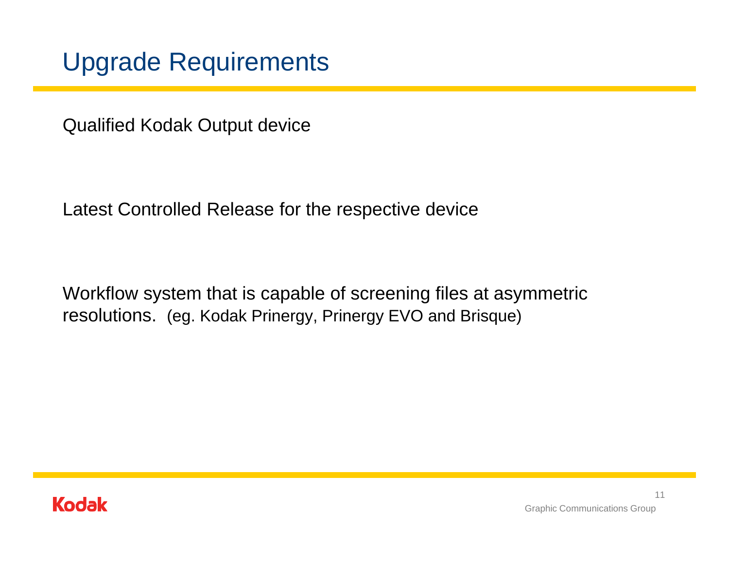# Upgrade Requirements

Qualified Kodak Output device

Latest Controlled Release for the respective device

Workflow system that is capable of screening files at asymmetric resolutions. (eg. Kodak Prinergy, Prinergy EVO and Brisque)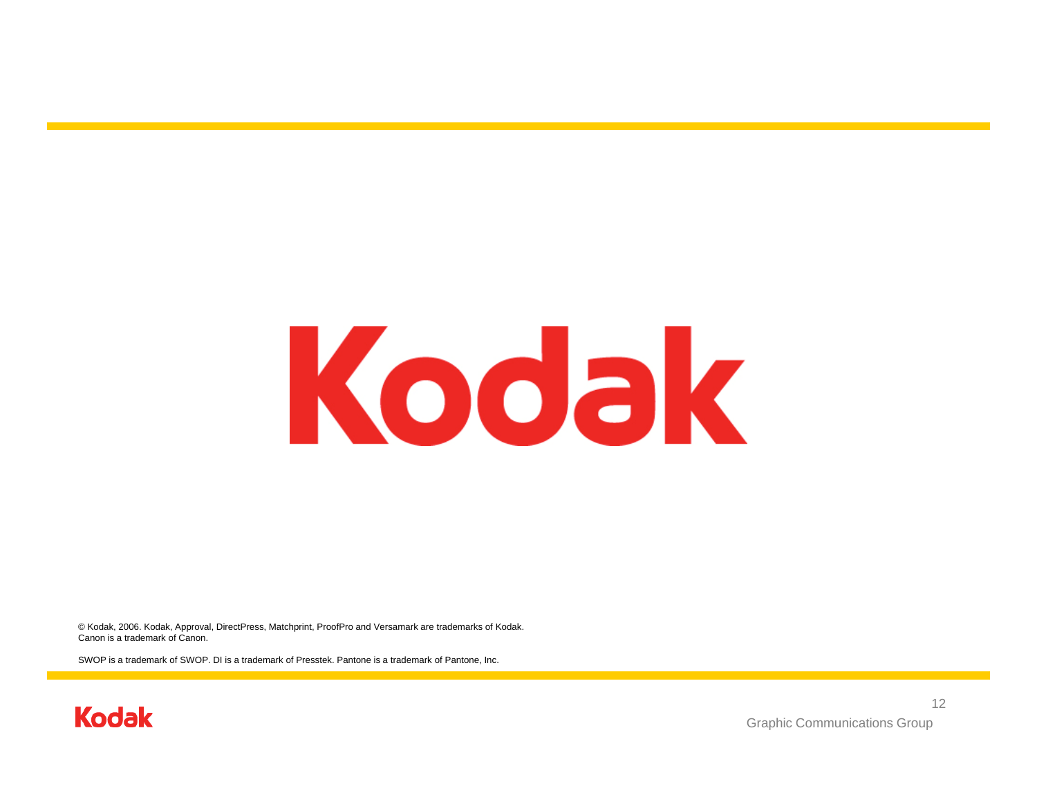Kodak

© Kodak, 2006. Kodak, Approval, DirectPress, Matchprint, ProofPro and Versamark are trademarks of Kodak.
Canon is a trademark of Canon.

SWOP is a trademark of SWOP. DI is a trademark of Presstek. Pantone is a trademark of Pantone, Inc.